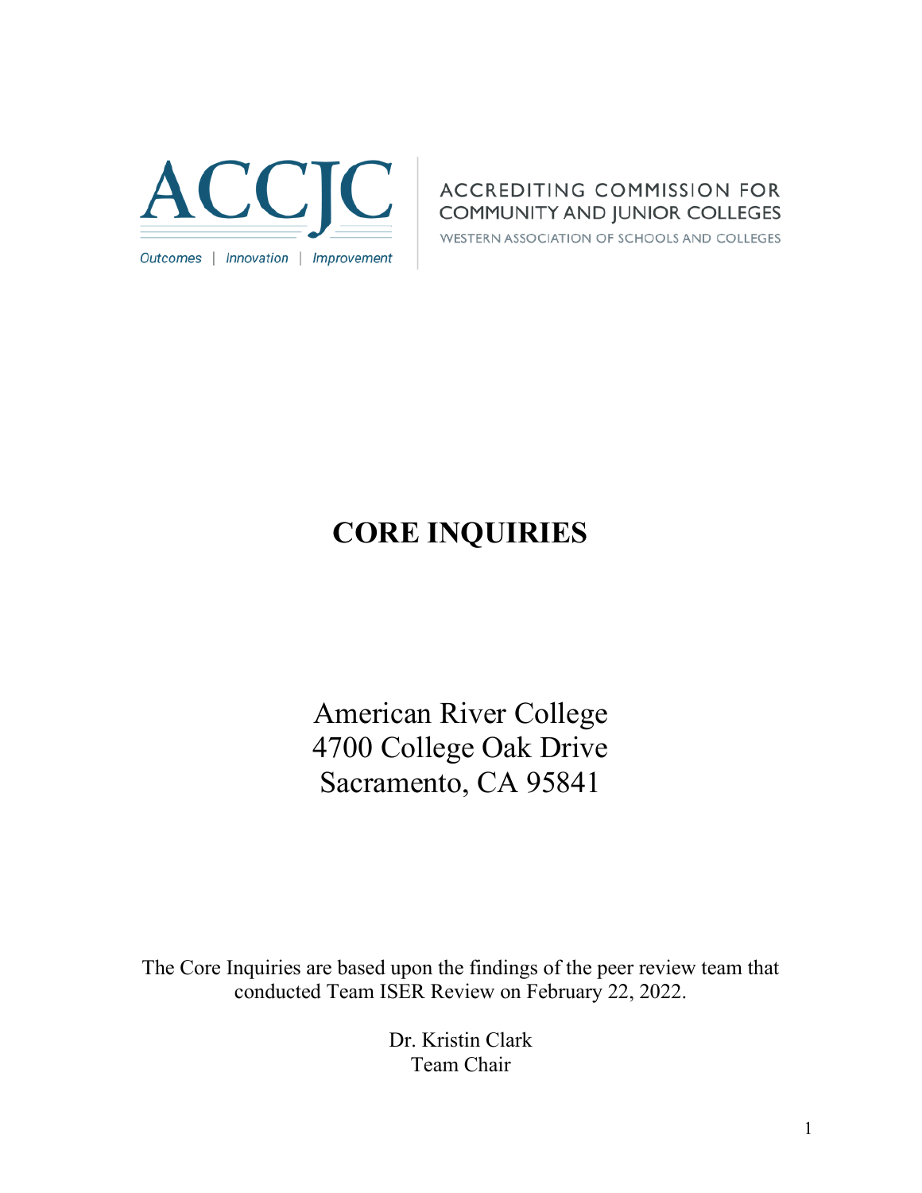ACCJC

Outcomes | Innovation | Improvement

ACCREDITING COMMISSION FOR COMMUNITY AND JUNIOR COLLEGES

WESTERN ASSOCIATION OF SCHOOLS AND COLLEGES

# CORE INQUIRIES

American River College
4700 College Oak Drive
Sacramento, CA 95841

The Core Inquiries are based upon the findings of the peer review team that conducted Team ISER Review on February 22, 2022.

Dr. Kristin Clark
Team Chair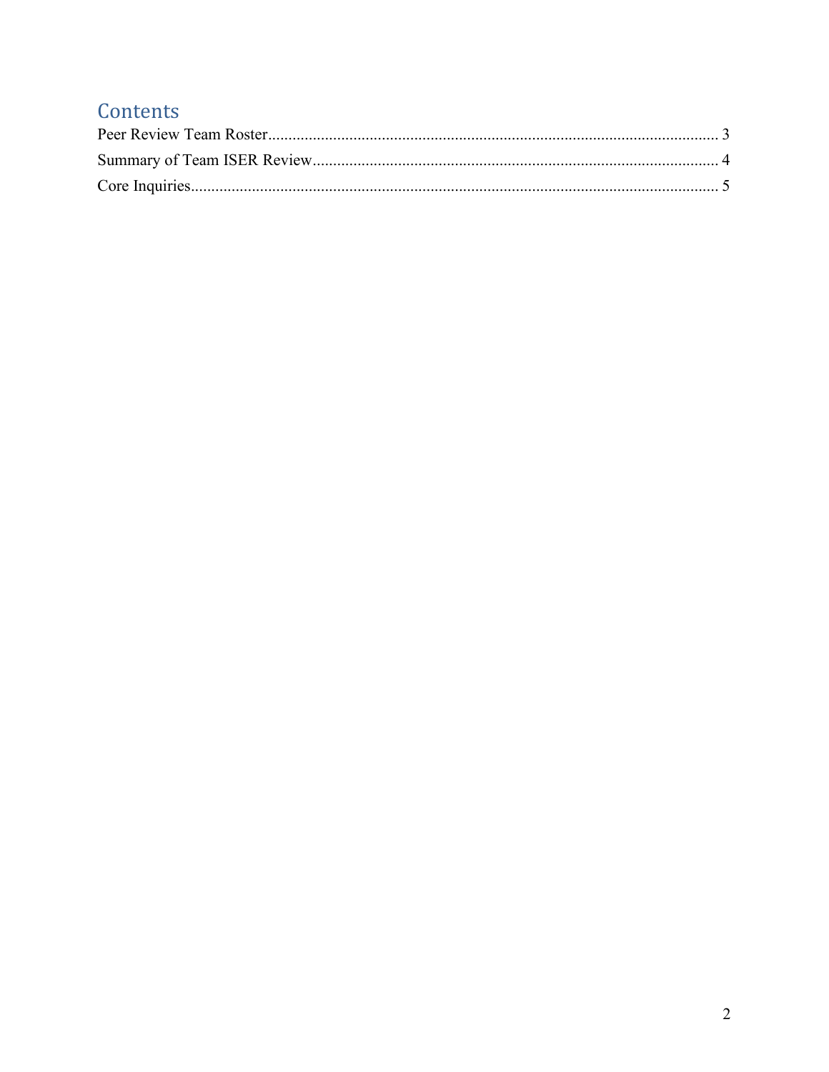# Contents

Peer Review Team Roster........................................................................................................... 3

Summary of Team ISER Review................................................................................................. 4

Core Inquiries............................................................................................................................. 5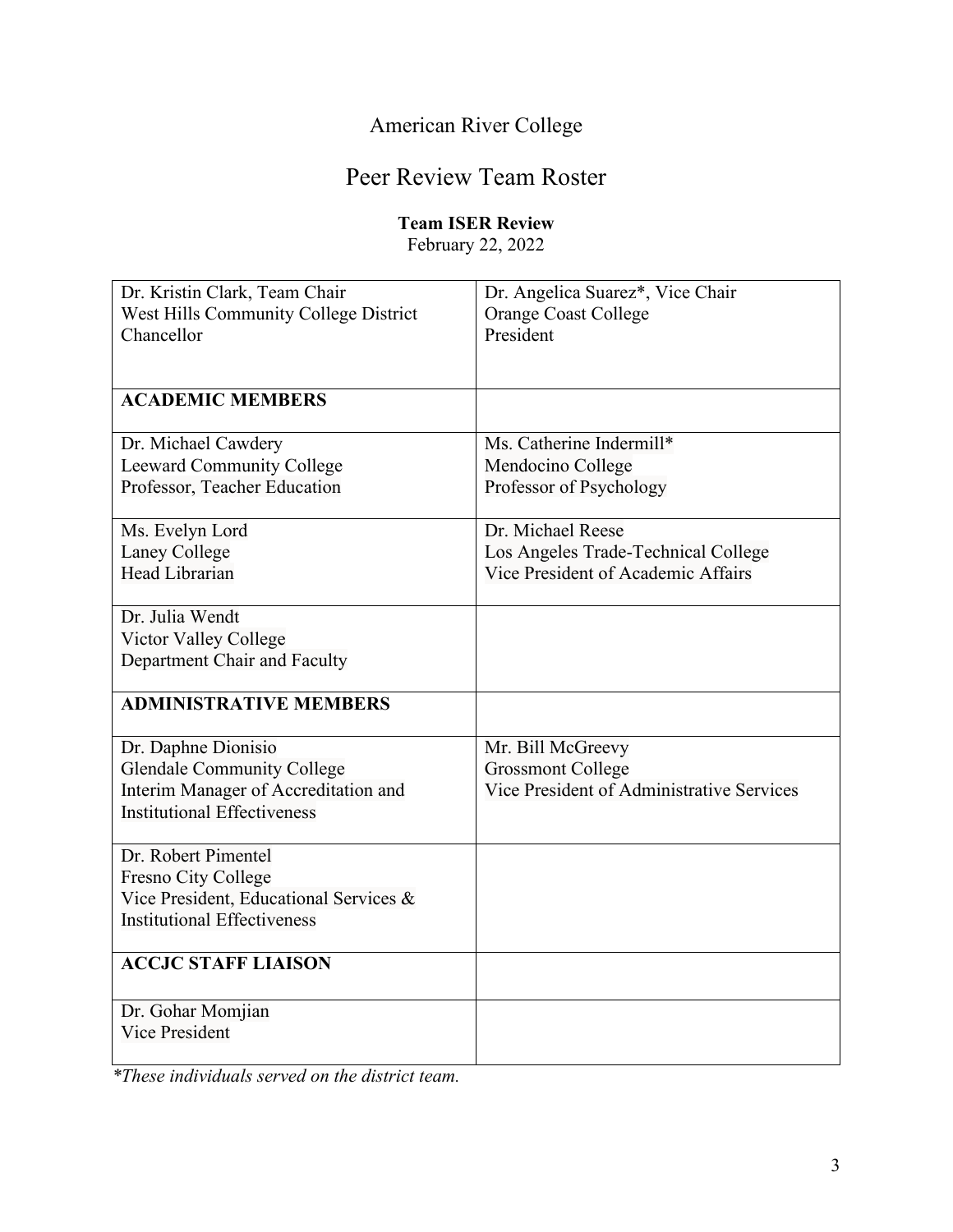# American River College

## Peer Review Team Roster

**Team ISER Review**
February 22, 2022

| | |
|---|---|
| Dr. Kristin Clark, Team Chair<br>West Hills Community College District<br>Chancellor | Dr. Angelica Suarez*, Vice Chair<br>Orange Coast College<br>President |
| **ACADEMIC MEMBERS** | |
| Dr. Michael Cawdery<br>Leeward Community College<br>Professor, Teacher Education | Ms. Catherine Indermill*<br>Mendocino College<br>Professor of Psychology |
| Ms. Evelyn Lord<br>Laney College<br>Head Librarian | Dr. Michael Reese<br>Los Angeles Trade-Technical College<br>Vice President of Academic Affairs |
| Dr. Julia Wendt<br>Victor Valley College<br>Department Chair and Faculty | |
| **ADMINISTRATIVE MEMBERS** | |
| Dr. Daphne Dionisio<br>Glendale Community College<br>Interim Manager of Accreditation and Institutional Effectiveness | Mr. Bill McGreevy<br>Grossmont College<br>Vice President of Administrative Services |
| Dr. Robert Pimentel<br>Fresno City College<br>Vice President, Educational Services & Institutional Effectiveness | |
| **ACCJC STAFF LIAISON** | |
| Dr. Gohar Momjian<br>Vice President | |

**These individuals served on the district team.*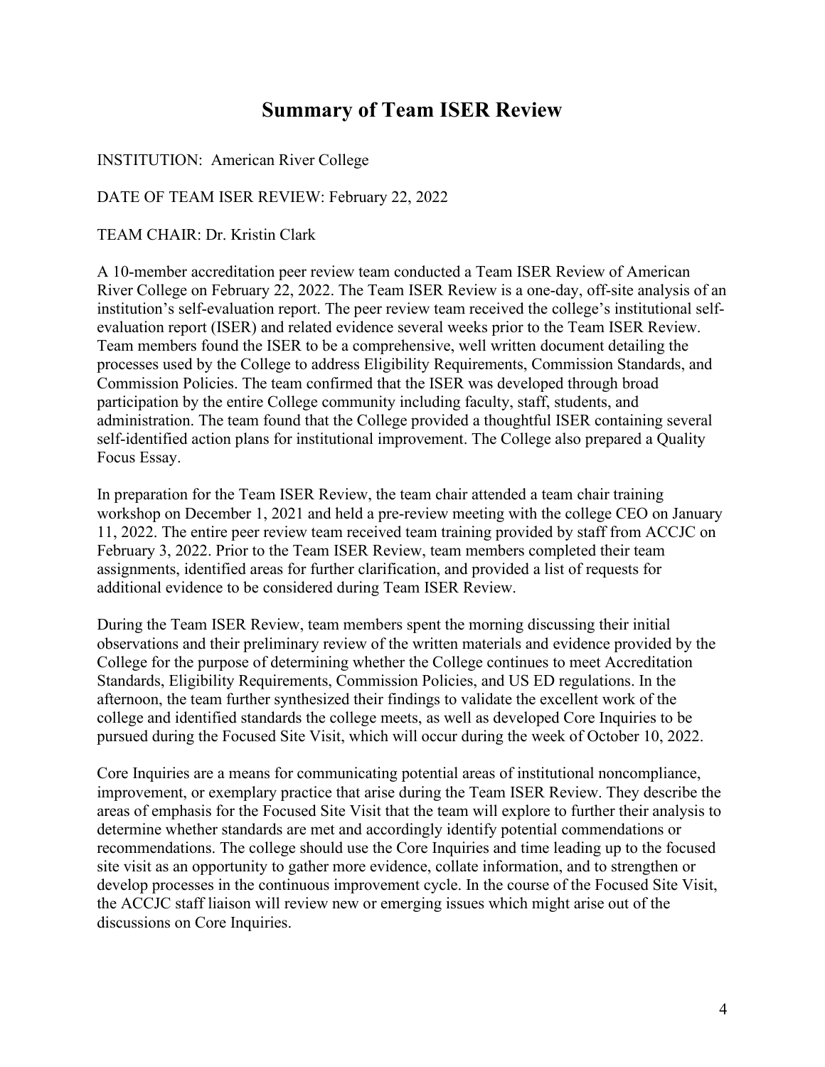# Summary of Team ISER Review

INSTITUTION: American River College

DATE OF TEAM ISER REVIEW: February 22, 2022

TEAM CHAIR: Dr. Kristin Clark

A 10-member accreditation peer review team conducted a Team ISER Review of American River College on February 22, 2022. The Team ISER Review is a one-day, off-site analysis of an institution's self-evaluation report. The peer review team received the college's institutional self-evaluation report (ISER) and related evidence several weeks prior to the Team ISER Review. Team members found the ISER to be a comprehensive, well written document detailing the processes used by the College to address Eligibility Requirements, Commission Standards, and Commission Policies. The team confirmed that the ISER was developed through broad participation by the entire College community including faculty, staff, students, and administration. The team found that the College provided a thoughtful ISER containing several self-identified action plans for institutional improvement. The College also prepared a Quality Focus Essay.

In preparation for the Team ISER Review, the team chair attended a team chair training workshop on December 1, 2021 and held a pre-review meeting with the college CEO on January 11, 2022. The entire peer review team received team training provided by staff from ACCJC on February 3, 2022. Prior to the Team ISER Review, team members completed their team assignments, identified areas for further clarification, and provided a list of requests for additional evidence to be considered during Team ISER Review.

During the Team ISER Review, team members spent the morning discussing their initial observations and their preliminary review of the written materials and evidence provided by the College for the purpose of determining whether the College continues to meet Accreditation Standards, Eligibility Requirements, Commission Policies, and US ED regulations. In the afternoon, the team further synthesized their findings to validate the excellent work of the college and identified standards the college meets, as well as developed Core Inquiries to be pursued during the Focused Site Visit, which will occur during the week of October 10, 2022.

Core Inquiries are a means for communicating potential areas of institutional noncompliance, improvement, or exemplary practice that arise during the Team ISER Review. They describe the areas of emphasis for the Focused Site Visit that the team will explore to further their analysis to determine whether standards are met and accordingly identify potential commendations or recommendations. The college should use the Core Inquiries and time leading up to the focused site visit as an opportunity to gather more evidence, collate information, and to strengthen or develop processes in the continuous improvement cycle. In the course of the Focused Site Visit, the ACCJC staff liaison will review new or emerging issues which might arise out of the discussions on Core Inquiries.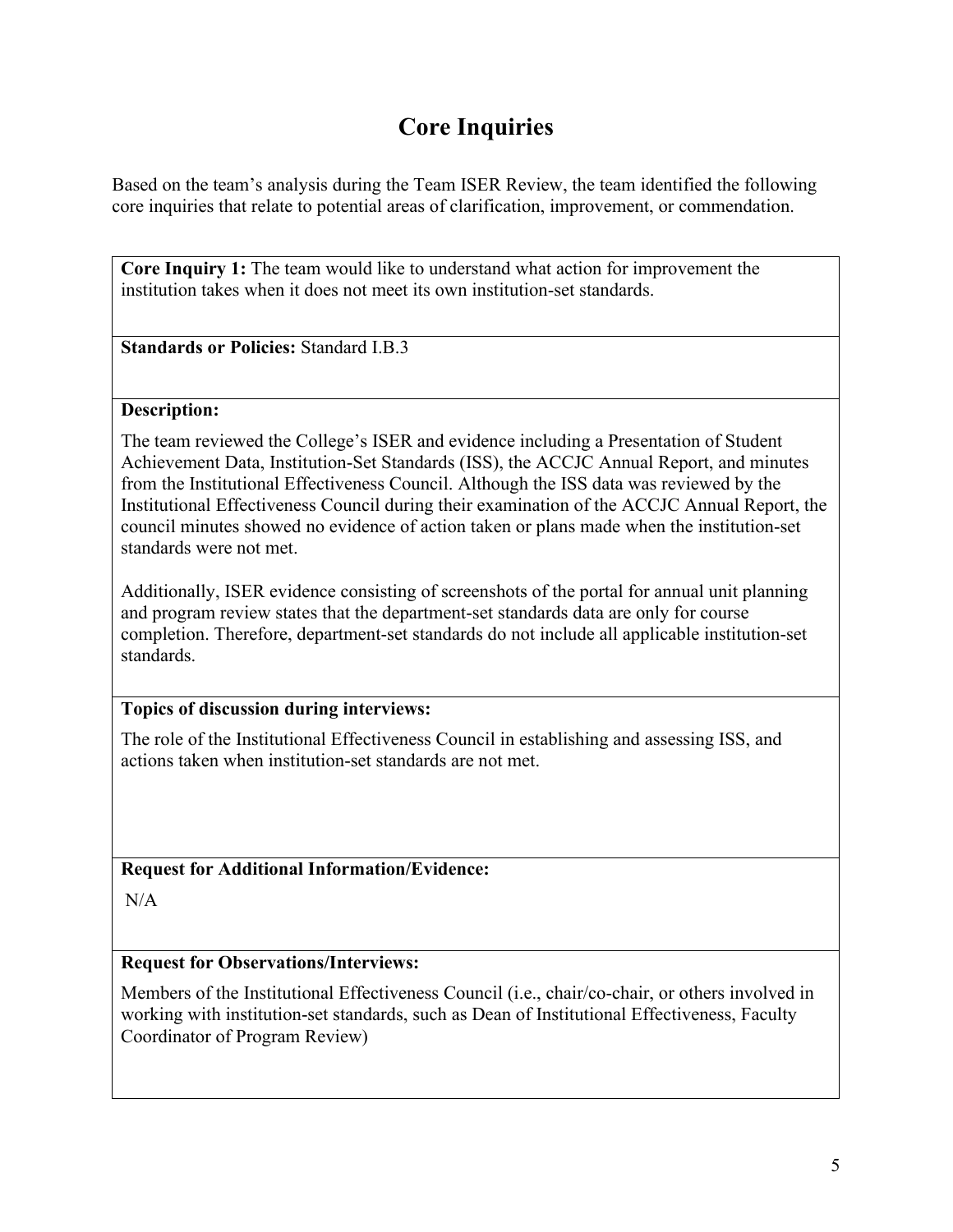# Core Inquiries

Based on the team's analysis during the Team ISER Review, the team identified the following core inquiries that relate to potential areas of clarification, improvement, or commendation.

**Core Inquiry 1:** The team would like to understand what action for improvement the institution takes when it does not meet its own institution-set standards.

**Standards or Policies:** Standard I.B.3

**Description:**

The team reviewed the College's ISER and evidence including a Presentation of Student Achievement Data, Institution-Set Standards (ISS), the ACCJC Annual Report, and minutes from the Institutional Effectiveness Council. Although the ISS data was reviewed by the Institutional Effectiveness Council during their examination of the ACCJC Annual Report, the council minutes showed no evidence of action taken or plans made when the institution-set standards were not met.

Additionally, ISER evidence consisting of screenshots of the portal for annual unit planning and program review states that the department-set standards data are only for course completion. Therefore, department-set standards do not include all applicable institution-set standards.

**Topics of discussion during interviews:**

The role of the Institutional Effectiveness Council in establishing and assessing ISS, and actions taken when institution-set standards are not met.

**Request for Additional Information/Evidence:**

N/A

**Request for Observations/Interviews:**

Members of the Institutional Effectiveness Council (i.e., chair/co-chair, or others involved in working with institution-set standards, such as Dean of Institutional Effectiveness, Faculty Coordinator of Program Review)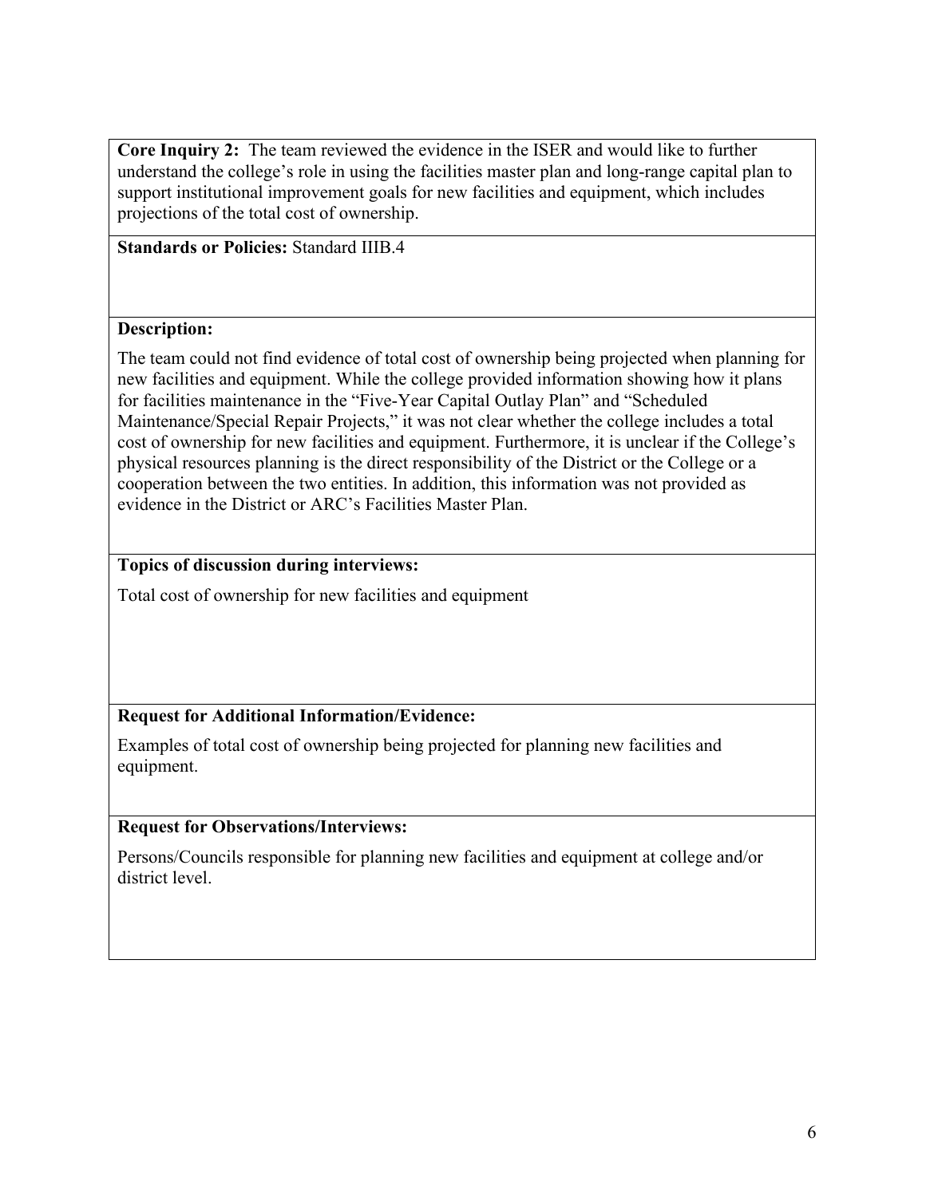**Core Inquiry 2:** The team reviewed the evidence in the ISER and would like to further understand the college's role in using the facilities master plan and long-range capital plan to support institutional improvement goals for new facilities and equipment, which includes projections of the total cost of ownership.

**Standards or Policies:** Standard IIIB.4

**Description:**

The team could not find evidence of total cost of ownership being projected when planning for new facilities and equipment. While the college provided information showing how it plans for facilities maintenance in the "Five-Year Capital Outlay Plan" and "Scheduled Maintenance/Special Repair Projects," it was not clear whether the college includes a total cost of ownership for new facilities and equipment. Furthermore, it is unclear if the College's physical resources planning is the direct responsibility of the District or the College or a cooperation between the two entities. In addition, this information was not provided as evidence in the District or ARC's Facilities Master Plan.

**Topics of discussion during interviews:**

Total cost of ownership for new facilities and equipment

**Request for Additional Information/Evidence:**

Examples of total cost of ownership being projected for planning new facilities and equipment.

**Request for Observations/Interviews:**

Persons/Councils responsible for planning new facilities and equipment at college and/or district level.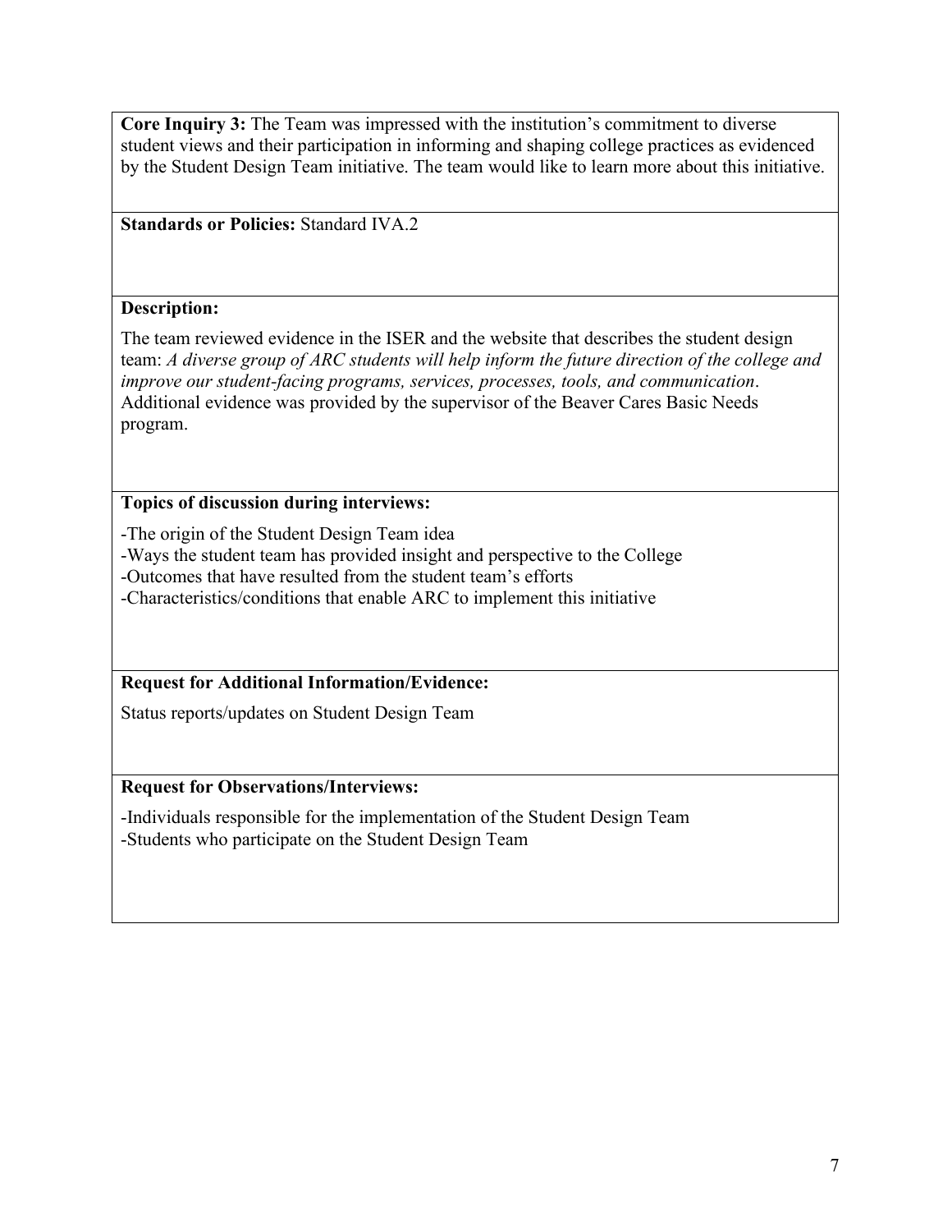**Core Inquiry 3:** The Team was impressed with the institution's commitment to diverse student views and their participation in informing and shaping college practices as evidenced by the Student Design Team initiative. The team would like to learn more about this initiative.

**Standards or Policies:** Standard IVA.2

**Description:**

The team reviewed evidence in the ISER and the website that describes the student design team: *A diverse group of ARC students will help inform the future direction of the college and improve our student-facing programs, services, processes, tools, and communication*. Additional evidence was provided by the supervisor of the Beaver Cares Basic Needs program.

**Topics of discussion during interviews:**

-The origin of the Student Design Team idea
-Ways the student team has provided insight and perspective to the College
-Outcomes that have resulted from the student team's efforts
-Characteristics/conditions that enable ARC to implement this initiative

**Request for Additional Information/Evidence:**

Status reports/updates on Student Design Team

**Request for Observations/Interviews:**

-Individuals responsible for the implementation of the Student Design Team
-Students who participate on the Student Design Team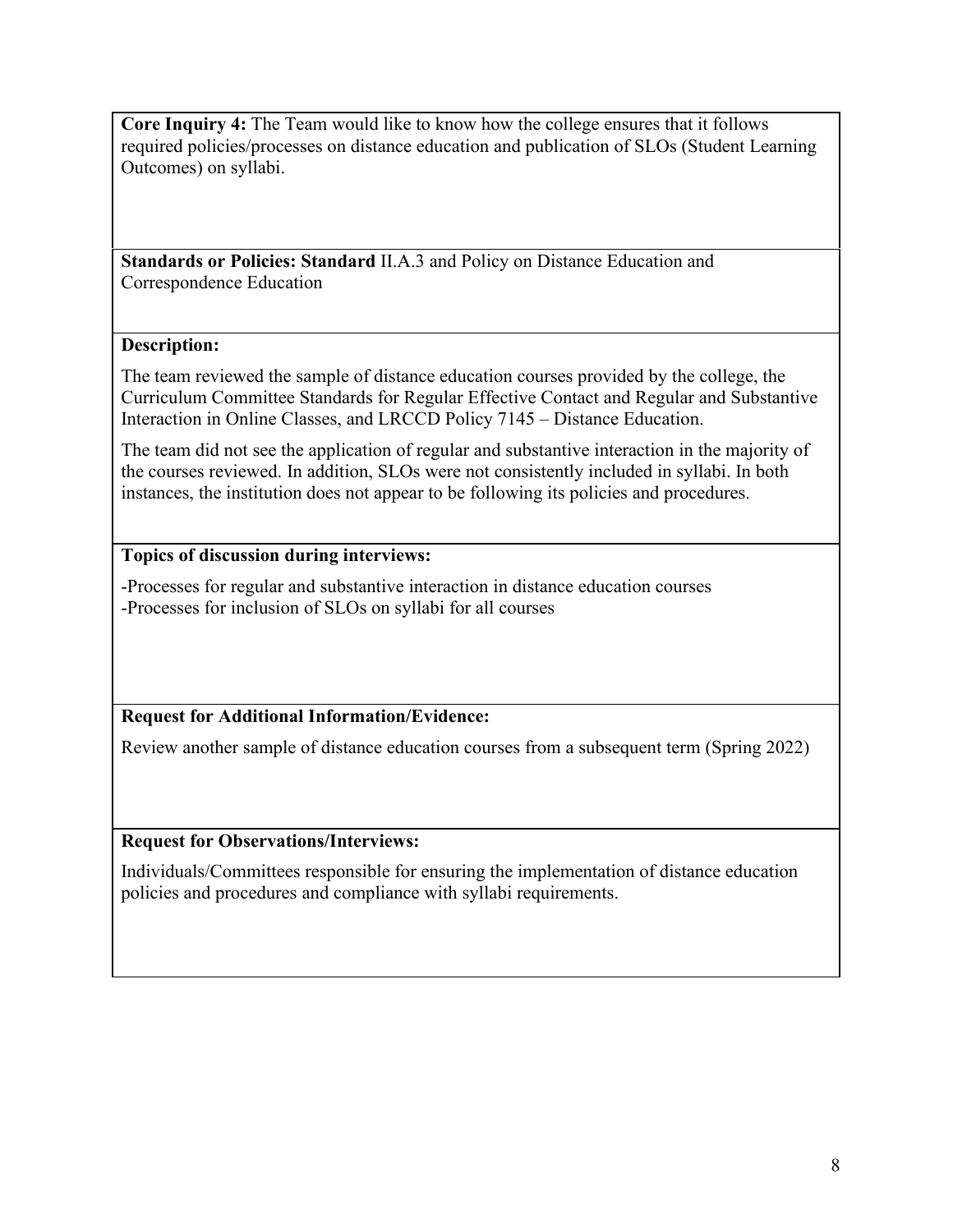**Core Inquiry 4:** The Team would like to know how the college ensures that it follows required policies/processes on distance education and publication of SLOs (Student Learning Outcomes) on syllabi.

**Standards or Policies: Standard** II.A.3 and Policy on Distance Education and Correspondence Education

**Description:**

The team reviewed the sample of distance education courses provided by the college, the Curriculum Committee Standards for Regular Effective Contact and Regular and Substantive Interaction in Online Classes, and LRCCD Policy 7145 – Distance Education.

The team did not see the application of regular and substantive interaction in the majority of the courses reviewed. In addition, SLOs were not consistently included in syllabi. In both instances, the institution does not appear to be following its policies and procedures.

**Topics of discussion during interviews:**

-Processes for regular and substantive interaction in distance education courses
-Processes for inclusion of SLOs on syllabi for all courses

**Request for Additional Information/Evidence:**

Review another sample of distance education courses from a subsequent term (Spring 2022)

**Request for Observations/Interviews:**

Individuals/Committees responsible for ensuring the implementation of distance education policies and procedures and compliance with syllabi requirements.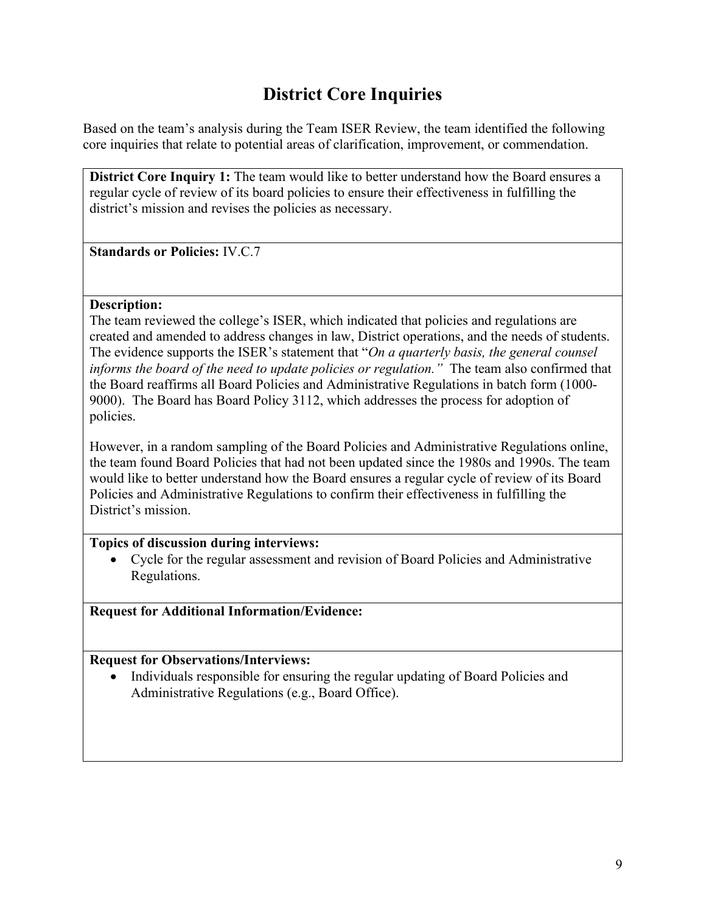# District Core Inquiries

Based on the team's analysis during the Team ISER Review, the team identified the following core inquiries that relate to potential areas of clarification, improvement, or commendation.

**District Core Inquiry 1:** The team would like to better understand how the Board ensures a regular cycle of review of its board policies to ensure their effectiveness in fulfilling the district's mission and revises the policies as necessary.

**Standards or Policies:** IV.C.7

**Description:**
The team reviewed the college's ISER, which indicated that policies and regulations are created and amended to address changes in law, District operations, and the needs of students. The evidence supports the ISER's statement that "*On a quarterly basis, the general counsel informs the board of the need to update policies or regulation.*" The team also confirmed that the Board reaffirms all Board Policies and Administrative Regulations in batch form (1000-9000). The Board has Board Policy 3112, which addresses the process for adoption of policies.

However, in a random sampling of the Board Policies and Administrative Regulations online, the team found Board Policies that had not been updated since the 1980s and 1990s. The team would like to better understand how the Board ensures a regular cycle of review of its Board Policies and Administrative Regulations to confirm their effectiveness in fulfilling the District's mission.

**Topics of discussion during interviews:**

- Cycle for the regular assessment and revision of Board Policies and Administrative Regulations.

**Request for Additional Information/Evidence:**

**Request for Observations/Interviews:**

- Individuals responsible for ensuring the regular updating of Board Policies and Administrative Regulations (e.g., Board Office).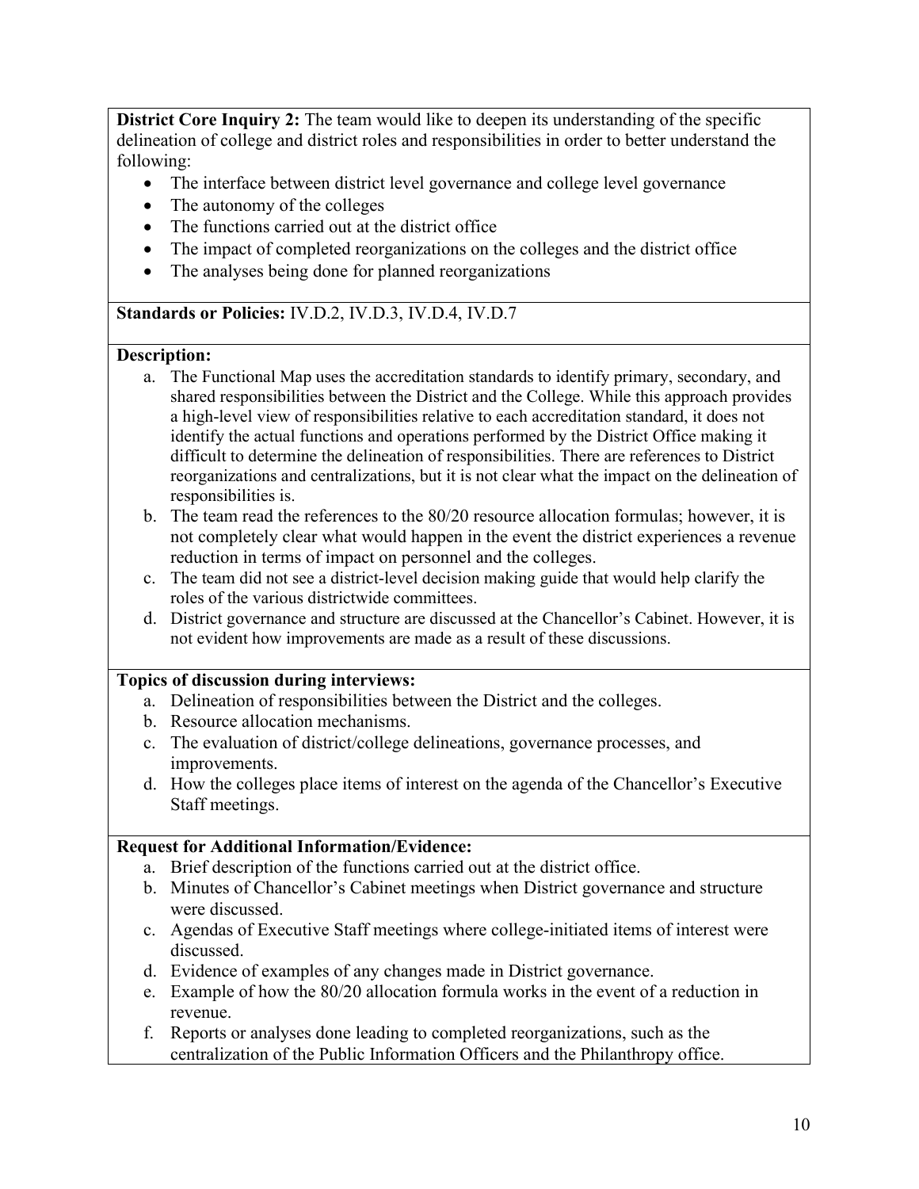**District Core Inquiry 2:** The team would like to deepen its understanding of the specific delineation of college and district roles and responsibilities in order to better understand the following:

- The interface between district level governance and college level governance
- The autonomy of the colleges
- The functions carried out at the district office
- The impact of completed reorganizations on the colleges and the district office
- The analyses being done for planned reorganizations

**Standards or Policies:** IV.D.2, IV.D.3, IV.D.4, IV.D.7

**Description:**

a. The Functional Map uses the accreditation standards to identify primary, secondary, and shared responsibilities between the District and the College. While this approach provides a high-level view of responsibilities relative to each accreditation standard, it does not identify the actual functions and operations performed by the District Office making it difficult to determine the delineation of responsibilities. There are references to District reorganizations and centralizations, but it is not clear what the impact on the delineation of responsibilities is.

b. The team read the references to the 80/20 resource allocation formulas; however, it is not completely clear what would happen in the event the district experiences a revenue reduction in terms of impact on personnel and the colleges.

c. The team did not see a district-level decision making guide that would help clarify the roles of the various districtwide committees.

d. District governance and structure are discussed at the Chancellor's Cabinet. However, it is not evident how improvements are made as a result of these discussions.

**Topics of discussion during interviews:**

a. Delineation of responsibilities between the District and the colleges.

b. Resource allocation mechanisms.

c. The evaluation of district/college delineations, governance processes, and improvements.

d. How the colleges place items of interest on the agenda of the Chancellor's Executive Staff meetings.

**Request for Additional Information/Evidence:**

a. Brief description of the functions carried out at the district office.

b. Minutes of Chancellor's Cabinet meetings when District governance and structure were discussed.

c. Agendas of Executive Staff meetings where college-initiated items of interest were discussed.

d. Evidence of examples of any changes made in District governance.

e. Example of how the 80/20 allocation formula works in the event of a reduction in revenue.

f. Reports or analyses done leading to completed reorganizations, such as the centralization of the Public Information Officers and the Philanthropy office.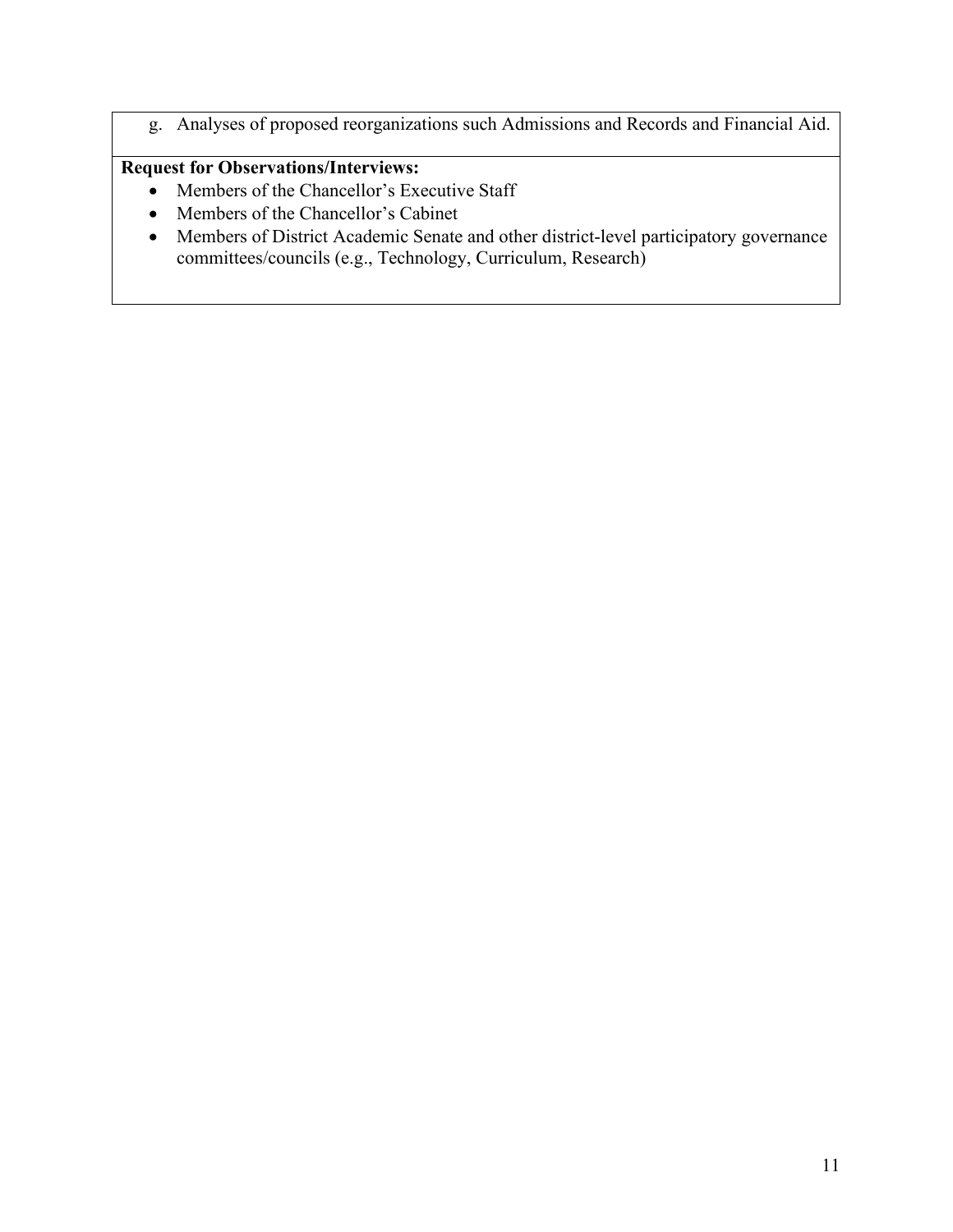g. Analyses of proposed reorganizations such Admissions and Records and Financial Aid.

**Request for Observations/Interviews:**

- Members of the Chancellor's Executive Staff
- Members of the Chancellor's Cabinet
- Members of District Academic Senate and other district-level participatory governance committees/councils (e.g., Technology, Curriculum, Research)